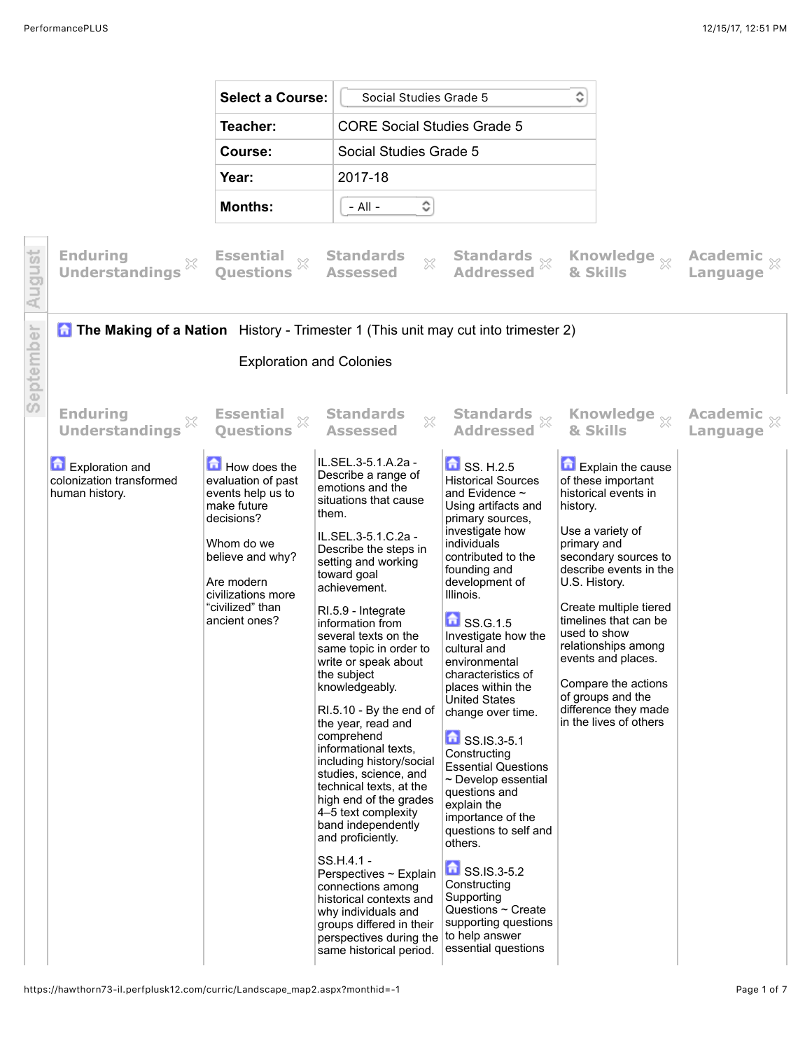| Select a Course: | Social Studies Grade 5 |
| --- | --- |
| Teacher: | CORE Social Studies Grade 5 |
| Course: | Social Studies Grade 5 |
| Year: | 2017-18 |
| Months: | - All - |

**August**

| Enduring Understandings | Essential Questions | Standards Assessed | Standards Addressed | Knowledge & Skills | Academic Language |
| --- | --- | --- | --- | --- | --- |

**September**

## The Making of a Nation

History - Trimester 1 (This unit may cut into trimester 2)

Exploration and Colonies

| Enduring Understandings | Essential Questions | Standards Assessed | Standards Addressed | Knowledge & Skills | Academic Language |
| --- | --- | --- | --- | --- | --- |
| Exploration and colonization transformed human history. | How does the evaluation of past events help us to make future decisions?<br><br>Whom do we believe and why?<br><br>Are modern civilizations more "civilized" than ancient ones? | IL.SEL.3-5.1.A.2a - Describe a range of emotions and the situations that cause them.<br><br>IL.SEL.3-5.1.C.2a - Describe the steps in setting and working toward goal achievement.<br><br>RI.5.9 - Integrate information from several texts on the same topic in order to write or speak about the subject knowledgeably.<br><br>RI.5.10 - By the end of the year, read and comprehend informational texts, including history/social studies, science, and technical texts, at the high end of the grades 4–5 text complexity band independently and proficiently.<br><br>SS.H.4.1 - Perspectives ~ Explain connections among historical contexts and why individuals and groups differed in their perspectives during the same historical period. | SS. H.2.5 Historical Sources and Evidence ~ Using artifacts and primary sources, investigate how individuals contributed to the founding and development of Illinois.<br><br>SS.G.1.5 Investigate how the cultural and environmental characteristics of places within the United States change over time.<br><br>SS.IS.3-5.1 Constructing Essential Questions ~ Develop essential questions and explain the importance of the questions to self and others.<br><br>SS.IS.3-5.2 Constructing Supporting Questions ~ Create supporting questions to help answer essential questions | Explain the cause of these important historical events in history.<br><br>Use a variety of primary and secondary sources to describe events in the U.S. History.<br><br>Create multiple tiered timelines that can be used to show relationships among events and places.<br><br>Compare the actions of groups and the difference they made in the lives of others | |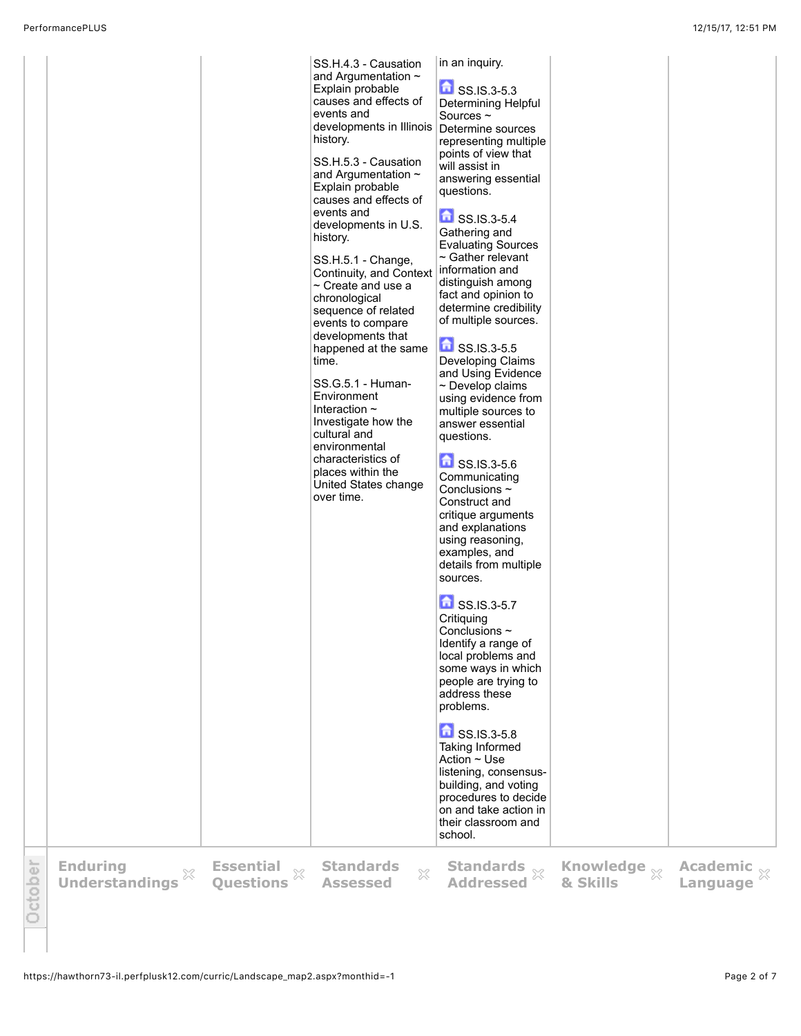| | Enduring Understandings | Essential Questions | Standards Assessed | Standards Addressed | Knowledge & Skills | Academic Language |
|---|---|---|---|---|---|---|
| | | | SS.H.4.3 - Causation and Argumentation ~ Explain probable causes and effects of events and developments in Illinois history.<br><br>SS.H.5.3 - Causation and Argumentation ~ Explain probable causes and effects of events and developments in U.S. history.<br><br>SS.H.5.1 - Change, Continuity, and Context ~ Create and use a chronological sequence of related events to compare developments that happened at the same time.<br><br>SS.G.5.1 - Human-Environment Interaction ~ Investigate how the cultural and environmental characteristics of places within the United States change over time. | in an inquiry.<br><br>SS.IS.3-5.3 Determining Helpful Sources ~ Determine sources representing multiple points of view that will assist in answering essential questions.<br><br>SS.IS.3-5.4 Gathering and Evaluating Sources ~ Gather relevant information and distinguish among fact and opinion to determine credibility of multiple sources.<br><br>SS.IS.3-5.5 Developing Claims and Using Evidence ~ Develop claims using evidence from multiple sources to answer essential questions.<br><br>SS.IS.3-5.6 Communicating Conclusions ~ Construct and critique arguments and explanations using reasoning, examples, and details from multiple sources.<br><br>SS.IS.3-5.7 Critiquing Conclusions ~ Identify a range of local problems and some ways in which people are trying to address these problems.<br><br>SS.IS.3-5.8 Taking Informed Action ~ Use listening, consensus-building, and voting procedures to decide on and take action in their classroom and school. | | |

## October

| Enduring Understandings | Essential Questions | Standards Assessed | Standards Addressed | Knowledge & Skills | Academic Language |
|---|---|---|---|---|---|
| | | | | | |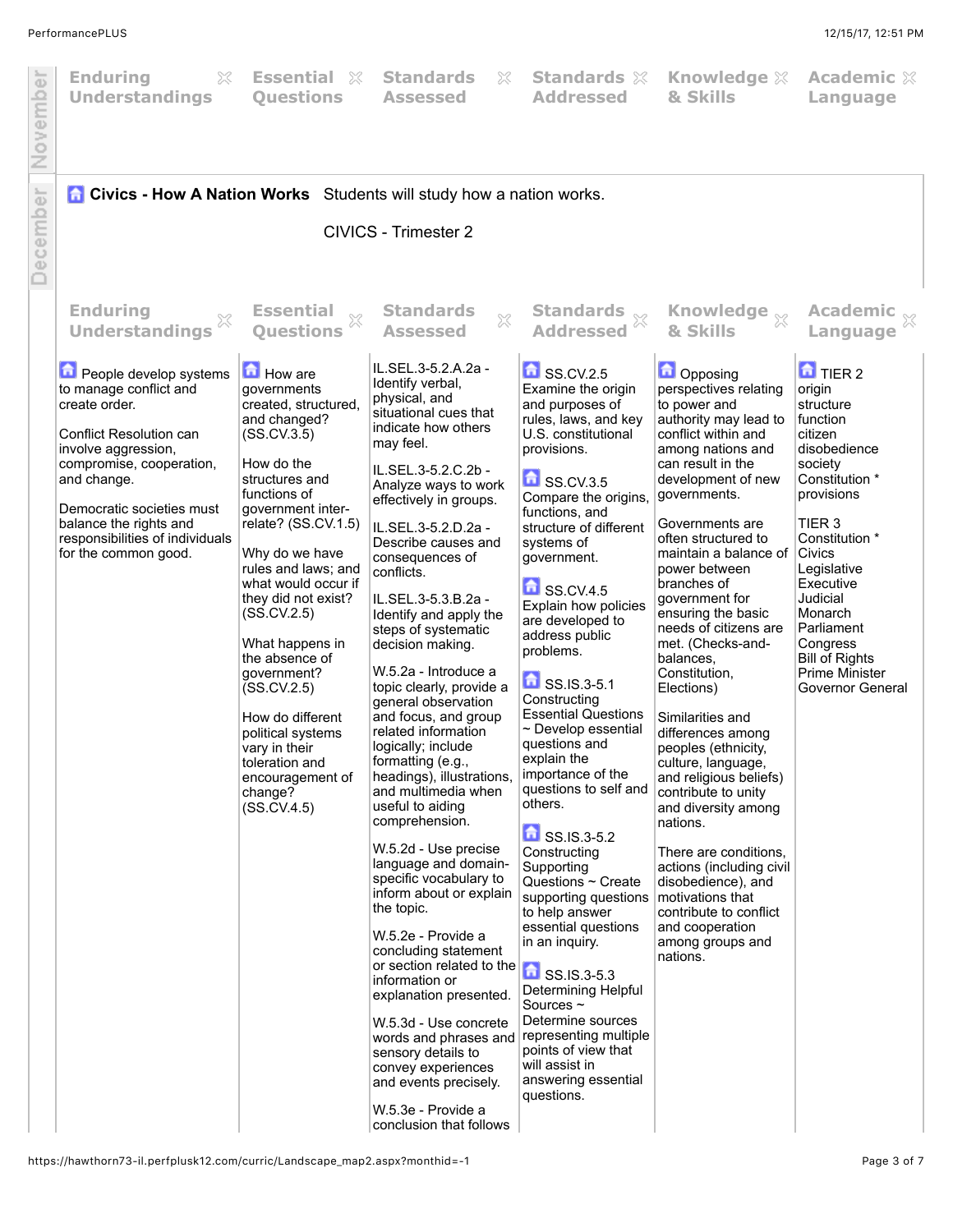| Enduring Understandings | Essential Questions | Standards Assessed | Standards Addressed | Knowledge & Skills | Academic Language |
|---|---|---|---|---|---|

**Civics - How A Nation Works** Students will study how a nation works.

CIVICS - Trimester 2

| Enduring Understandings | Essential Questions | Standards Assessed | Standards Addressed | Knowledge & Skills | Academic Language |
|---|---|---|---|---|---|
| People develop systems to manage conflict and create order.<br><br>Conflict Resolution can involve aggression, compromise, cooperation, and change.<br><br>Democratic societies must balance the rights and responsibilities of individuals for the common good. | How are governments created, structured, and changed? (SS.CV.3.5)<br><br>How do the structures and functions of government inter-relate? (SS.CV.1.5)<br><br>Why do we have rules and laws; and what would occur if they did not exist? (SS.CV.2.5)<br><br>What happens in the absence of government? (SS.CV.2.5)<br><br>How do different political systems vary in their toleration and encouragement of change? (SS.CV.4.5) | IL.SEL.3-5.2.A.2a - Identify verbal, physical, and situational cues that indicate how others may feel.<br><br>IL.SEL.3-5.2.C.2b - Analyze ways to work effectively in groups.<br><br>IL.SEL.3-5.2.D.2a - Describe causes and consequences of conflicts.<br><br>IL.SEL.3-5.3.B.2a - Identify and apply the steps of systematic decision making.<br><br>W.5.2a - Introduce a topic clearly, provide a general observation and focus, and group related information logically; include formatting (e.g., headings), illustrations, and multimedia when useful to aiding comprehension.<br><br>W.5.2d - Use precise language and domain-specific vocabulary to inform about or explain the topic.<br><br>W.5.2e - Provide a concluding statement or section related to the information or explanation presented.<br><br>W.5.3d - Use concrete words and phrases and sensory details to convey experiences and events precisely.<br><br>W.5.3e - Provide a conclusion that follows | SS.CV.2.5 Examine the origin and purposes of rules, laws, and key U.S. constitutional provisions.<br><br>SS.CV.3.5 Compare the origins, functions, and structure of different systems of government.<br><br>SS.CV.4.5 Explain how policies are developed to address public problems.<br><br>SS.IS.3-5.1 Constructing Essential Questions ~ Develop essential questions and explain the importance of the questions to self and others.<br><br>SS.IS.3-5.2 Constructing Supporting Questions ~ Create supporting questions to help answer essential questions in an inquiry.<br><br>SS.IS.3-5.3 Determining Helpful Sources ~ Determine sources representing multiple points of view that will assist in answering essential questions. | Opposing perspectives relating to power and authority may lead to conflict within and among nations and can result in the development of new governments.<br><br>Governments are often structured to maintain a balance of power between branches of government for ensuring the basic needs of citizens are met. (Checks-and-balances, Constitution, Elections)<br><br>Similarities and differences among peoples (ethnicity, culture, language, and religious beliefs) contribute to unity and diversity among nations.<br><br>There are conditions, actions (including civil disobedience), and motivations that contribute to conflict and cooperation among groups and nations. | TIER 2<br>origin<br>structure<br>function<br>citizen<br>disobedience<br>society<br>Constitution *<br>provisions<br><br>TIER 3<br>Constitution *<br>Civics<br>Legislative<br>Executive<br>Judicial<br>Monarch<br>Parliament<br>Congress<br>Bill of Rights<br>Prime Minister<br>Governor General |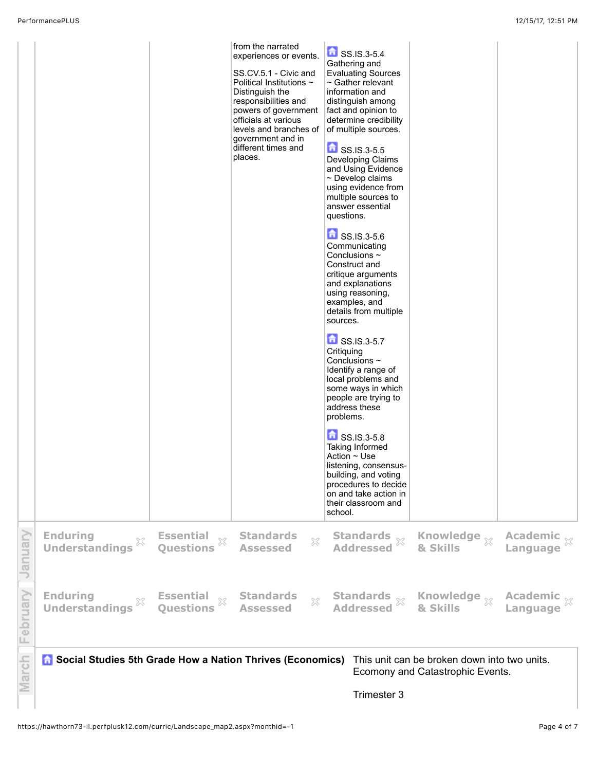| | | | | | |
|---|---|---|---|---|---|
| | | from the narrated experiences or events.<br><br>SS.CV.5.1 - Civic and Political Institutions ~ Distinguish the responsibilities and powers of government officials at various levels and branches of government and in different times and places. | SS.IS.3-5.4 Gathering and Evaluating Sources ~ Gather relevant information and distinguish among fact and opinion to determine credibility of multiple sources.<br><br>SS.IS.3-5.5 Developing Claims and Using Evidence ~ Develop claims using evidence from multiple sources to answer essential questions.<br><br>SS.IS.3-5.6 Communicating Conclusions ~ Construct and critique arguments and explanations using reasoning, examples, and details from multiple sources.<br><br>SS.IS.3-5.7 Critiquing Conclusions ~ Identify a range of local problems and some ways in which people are trying to address these problems.<br><br>SS.IS.3-5.8 Taking Informed Action ~ Use listening, consensus-building, and voting procedures to decide on and take action in their classroom and school. | | |

**January**

| Enduring Understandings | Essential Questions | Standards Assessed | Standards Addressed | Knowledge & Skills | Academic Language |
|---|---|---|---|---|---|

**February**

| Enduring Understandings | Essential Questions | Standards Assessed | Standards Addressed | Knowledge & Skills | Academic Language |
|---|---|---|---|---|---|

**March**

**Social Studies 5th Grade How a Nation Thrives (Economics)**

This unit can be broken down into two units. Ecomony and Catastrophic Events.

Trimester 3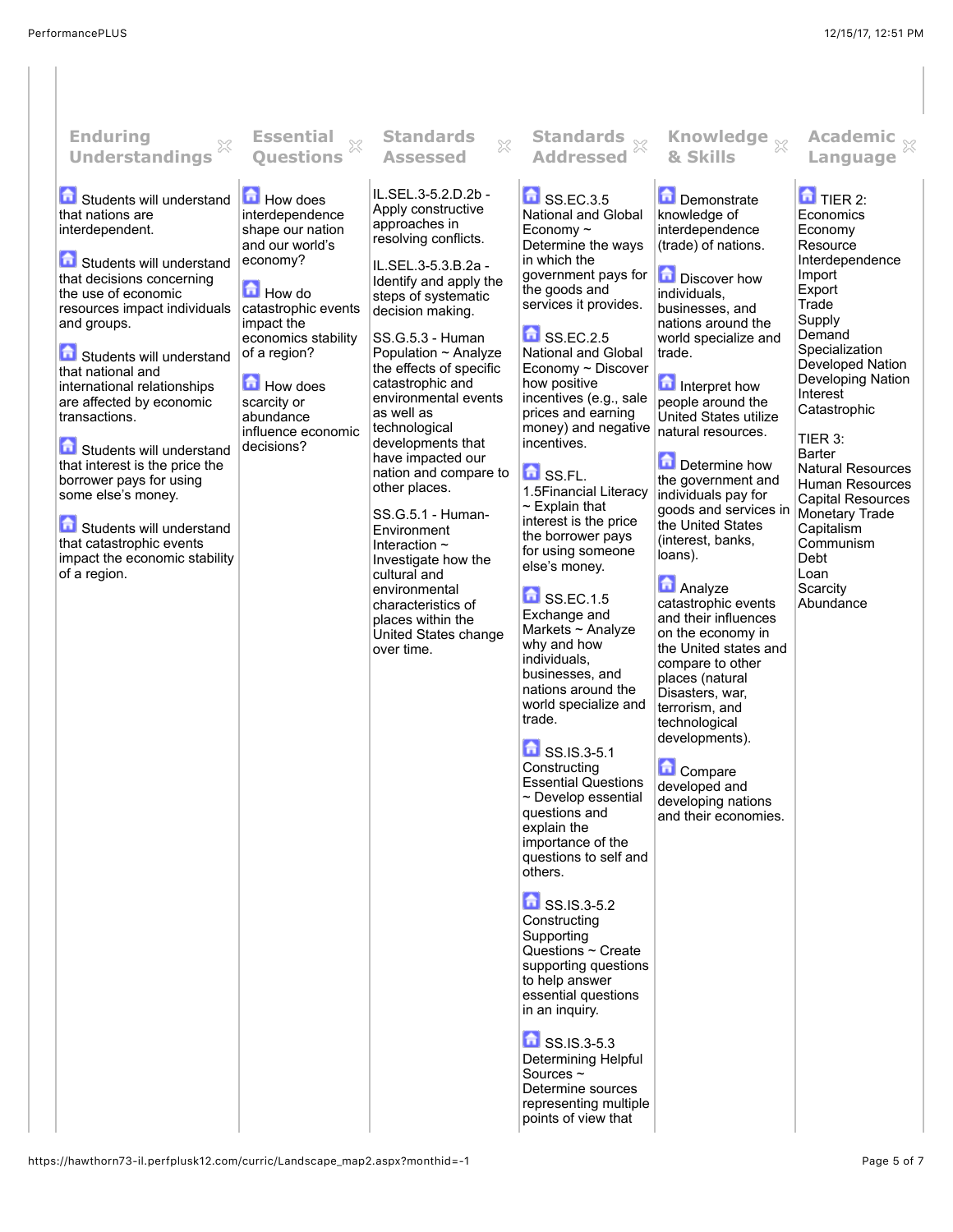| Enduring Understandings | Essential Questions | Standards Assessed | Standards Addressed | Knowledge & Skills | Academic Language |
|---|---|---|---|---|---|
| Students will understand that nations are interdependent.<br><br>Students will understand that decisions concerning the use of economic resources impact individuals and groups.<br><br>Students will understand that national and international relationships are affected by economic transactions.<br><br>Students will understand that interest is the price the borrower pays for using some else's money.<br><br>Students will understand that catastrophic events impact the economic stability of a region. | How does interdependence shape our nation and our world's economy?<br><br>How do catastrophic events impact the economics stability of a region?<br><br>How does scarcity or abundance influence economic decisions? | IL.SEL.3-5.2.D.2b - Apply constructive approaches in resolving conflicts.<br><br>IL.SEL.3-5.3.B.2a - Identify and apply the steps of systematic decision making.<br><br>SS.G.5.3 - Human Population ~ Analyze the effects of specific catastrophic and environmental events as well as technological developments that have impacted our nation and compare to other places.<br><br>SS.G.5.1 - Human-Environment Interaction ~ Investigate how the cultural and environmental characteristics of places within the United States change over time. | SS.EC.3.5 National and Global Economy ~ Determine the ways in which the government pays for the goods and services it provides.<br><br>SS.EC.2.5 National and Global Economy ~ Discover how positive incentives (e.g., sale prices and earning money) and negative incentives.<br><br>SS.FL. 1.5Financial Literacy ~ Explain that interest is the price the borrower pays for using someone else's money.<br><br>SS.EC.1.5 Exchange and Markets ~ Analyze why and how individuals, businesses, and nations around the world specialize and trade.<br><br>SS.IS.3-5.1 Constructing Essential Questions ~ Develop essential questions and explain the importance of the questions to self and others.<br><br>SS.IS.3-5.2 Constructing Supporting Questions ~ Create supporting questions to help answer essential questions in an inquiry.<br><br>SS.IS.3-5.3 Determining Helpful Sources ~ Determine sources representing multiple points of view that | Demonstrate knowledge of interdependence (trade) of nations.<br><br>Discover how individuals, businesses, and nations around the world specialize and trade.<br><br>Interpret how people around the United States utilize natural resources.<br><br>Determine how the government and individuals pay for goods and services in the United States (interest, banks, loans).<br><br>Analyze catastrophic events and their influences on the economy in the United states and compare to other places (natural Disasters, war, terrorism, and technological developments).<br><br>Compare developed and developing nations and their economies. | TIER 2:<br>Economics<br>Economy<br>Resource<br>Interdependence<br>Import<br>Export<br>Trade<br>Supply<br>Demand<br>Specialization<br>Developed Nation<br>Developing Nation<br>Interest<br>Catastrophic<br><br>TIER 3:<br>Barter<br>Natural Resources<br>Human Resources<br>Capital Resources<br>Monetary Trade<br>Capitalism<br>Communism<br>Debt<br>Loan<br>Scarcity<br>Abundance |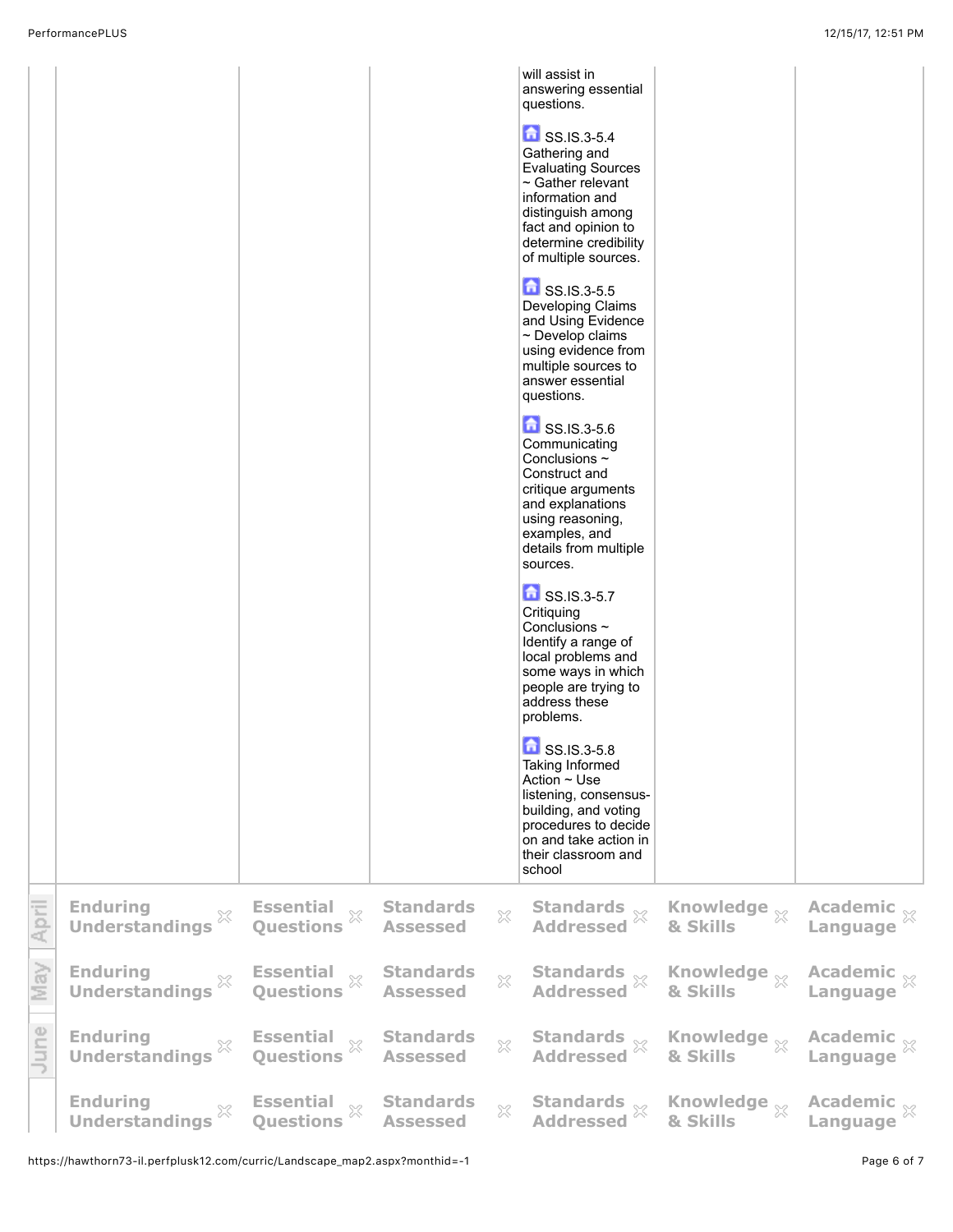| | Enduring Understandings | Essential Questions | Standards Assessed | Standards Addressed | Knowledge & Skills | Academic Language |
|---|---|---|---|---|---|---|
| | | | | will assist in answering essential questions.<br><br>SS.IS.3-5.4 Gathering and Evaluating Sources ~ Gather relevant information and distinguish among fact and opinion to determine credibility of multiple sources.<br><br>SS.IS.3-5.5 Developing Claims and Using Evidence ~ Develop claims using evidence from multiple sources to answer essential questions.<br><br>SS.IS.3-5.6 Communicating Conclusions ~ Construct and critique arguments and explanations using reasoning, examples, and details from multiple sources.<br><br>SS.IS.3-5.7 Critiquing Conclusions ~ Identify a range of local problems and some ways in which people are trying to address these problems.<br><br>SS.IS.3-5.8 Taking Informed Action ~ Use listening, consensus-building, and voting procedures to decide on and take action in their classroom and school | | |
| April | Enduring Understandings | Essential Questions | Standards Assessed | Standards Addressed | Knowledge & Skills | Academic Language |
| May | Enduring Understandings | Essential Questions | Standards Assessed | Standards Addressed | Knowledge & Skills | Academic Language |
| June | Enduring Understandings | Essential Questions | Standards Assessed | Standards Addressed | Knowledge & Skills | Academic Language |
| | Enduring Understandings | Essential Questions | Standards Assessed | Standards Addressed | Knowledge & Skills | Academic Language |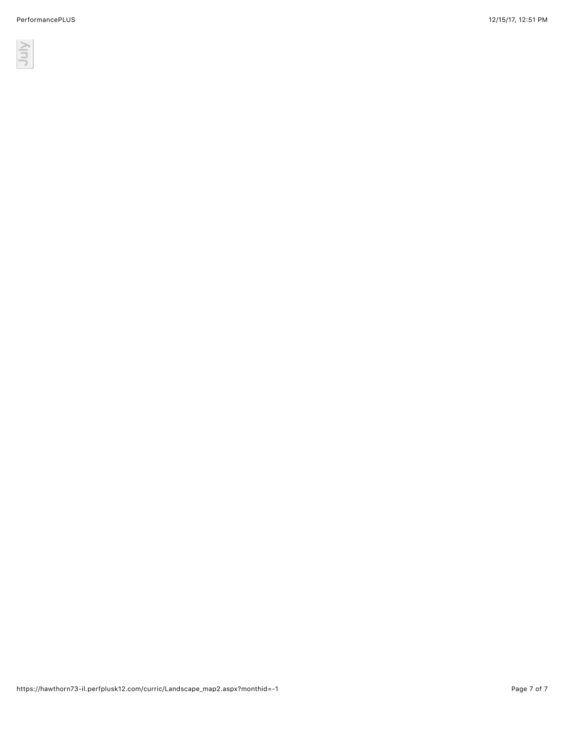July